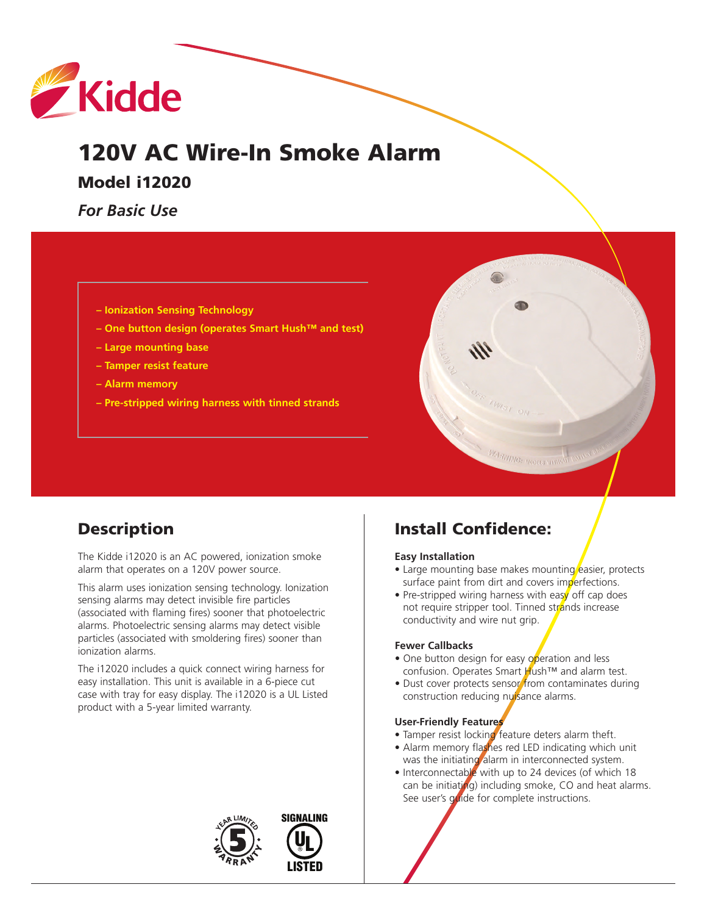Kidde

# 120V AC Wire-In Smoke Alarm

## Model i12020

*For Basic Use*

- **Ionization Sensing Technology**
- **One button design (operates Smart Hush™ and test)**
- **Large mounting base**
- **Tamper resist feature**
- **Alarm memory**
- **Pre-stripped wiring harness with tinned strands**

## Description

The Kidde i12020 is an AC powered, ionization smoke alarm that operates on a 120V power source.

This alarm uses ionization sensing technology. Ionization sensing alarms may detect invisible fire particles (associated with flaming fires) sooner that photoelectric alarms. Photoelectric sensing alarms may detect visible particles (associated with smoldering fires) sooner than ionization alarms.

The i12020 includes a quick connect wiring harness for easy installation. This unit is available in a 6-piece cut case with tray for easy display. The i12020 is a UL Listed product with a 5-year limited warranty.

5 YEAR LIMITED WARRANTY

SIGNALING UL LISTED

## Install Confidence:

**Easy Installation**

- Large mounting base makes mounting easier, protects surface paint from dirt and covers imperfections.
- Pre-stripped wiring harness with easy off cap does not require stripper tool. Tinned strands increase conductivity and wire nut grip.

**Fewer Callbacks**

- One button design for easy operation and less confusion. Operates Smart Hush™ and alarm test.
- Dust cover protects sensor from contaminates during construction reducing nuisance alarms.

**User-Friendly Features**

- Tamper resist locking feature deters alarm theft.
- Alarm memory flashes red LED indicating which unit was the initiating alarm in interconnected system.
- Interconnectable with up to 24 devices (of which 18 can be initiating) including smoke, CO and heat alarms. See user's guide for complete instructions.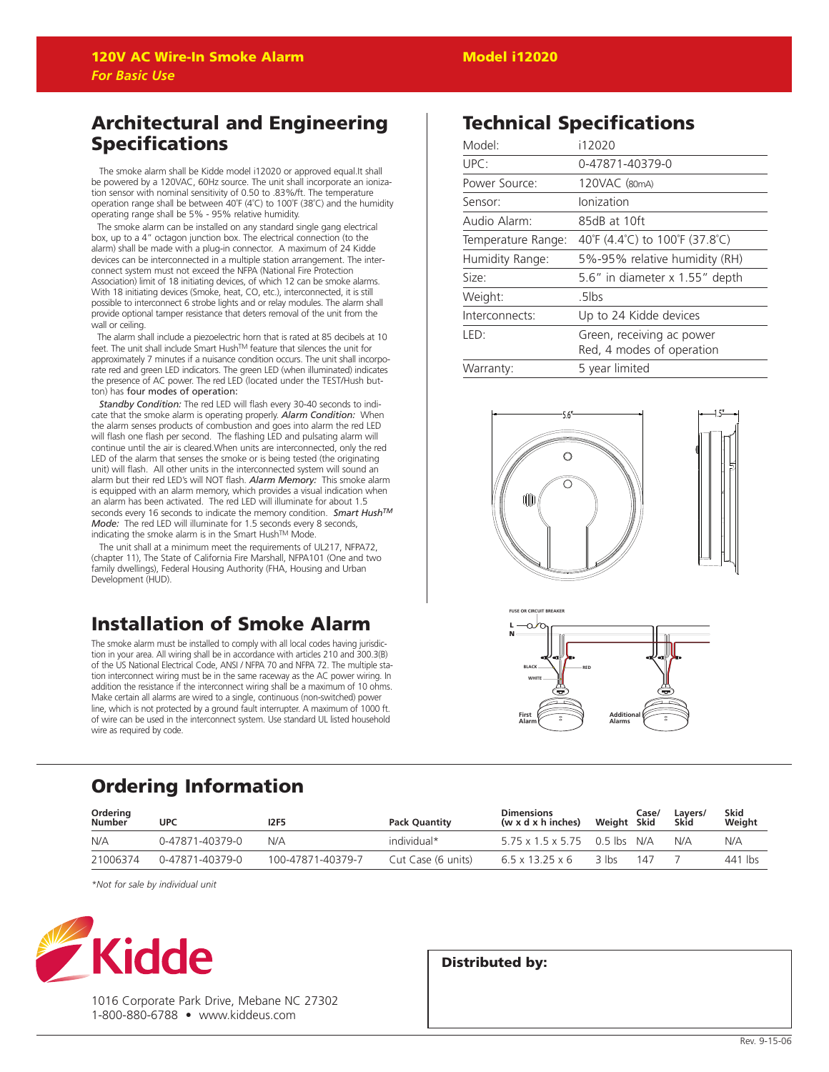**120V AC Wire-In Smoke Alarm**
*For Basic Use*

**Model i12020**

## Architectural and Engineering Specifications

The smoke alarm shall be Kidde model i12020 or approved equal.It shall be powered by a 120VAC, 60Hz source. The unit shall incorporate an ionization sensor with nominal sensitivity of 0.50 to .83%/ft. The temperature operation range shall be between 40˚F (4˚C) to 100˚F (38˚C) and the humidity operating range shall be 5% - 95% relative humidity.

The smoke alarm can be installed on any standard single gang electrical box, up to a 4" octagon junction box. The electrical connection (to the alarm) shall be made with a plug-in connector. A maximum of 24 Kidde devices can be interconnected in a multiple station arrangement. The interconnect system must not exceed the NFPA (National Fire Protection Association) limit of 18 initiating devices, of which 12 can be smoke alarms. With 18 initiating devices (Smoke, heat, CO, etc.), interconnected, it is still possible to interconnect 6 strobe lights and or relay modules. The alarm shall provide optional tamper resistance that deters removal of the unit from the wall or ceiling.

The alarm shall include a piezoelectric horn that is rated at 85 decibels at 10 feet. The unit shall include Smart Hush™ feature that silences the unit for approximately 7 minutes if a nuisance condition occurs. The unit shall incorporate red and green LED indicators. The green LED (when illuminated) indicates the presence of AC power. The red LED (located under the TEST/Hush button) has four modes of operation:

*Standby Condition:* The red LED will flash every 30-40 seconds to indicate that the smoke alarm is operating properly. ***Alarm Condition:*** When the alarm senses products of combustion and goes into alarm the red LED will flash one flash per second. The flashing LED and pulsating alarm will continue until the air is cleared.When units are interconnected, only the red LED of the alarm that senses the smoke or is being tested (the originating unit) will flash. All other units in the interconnected system will sound an alarm but their red LED's will NOT flash. ***Alarm Memory:*** This smoke alarm is equipped with an alarm memory, which provides a visual indication when an alarm has been activated. The red LED will illuminate for about 1.5 seconds every 16 seconds to indicate the memory condition. ***Smart Hush™ Mode:*** The red LED will illuminate for 1.5 seconds every 8 seconds, indicating the smoke alarm is in the Smart Hush™ Mode.

The unit shall at a minimum meet the requirements of UL217, NFPA72, (chapter 11), The State of California Fire Marshall, NFPA101 (One and two family dwellings), Federal Housing Authority (FHA, Housing and Urban Development (HUD).

## Installation of Smoke Alarm

The smoke alarm must be installed to comply with all local codes having jurisdiction in your area. All wiring shall be in accordance with articles 210 and 300.3(B) of the US National Electrical Code, ANSI / NFPA 70 and NFPA 72. The multiple station interconnect wiring must be in the same raceway as the AC power wiring. In addition the resistance if the interconnect wiring shall be a maximum of 10 ohms. Make certain all alarms are wired to a single, continuous (non-switched) power line, which is not protected by a ground fault interrupter. A maximum of 1000 ft. of wire can be used in the interconnect system. Use standard UL listed household wire as required by code.

## Technical Specifications

| | |
|---|---|
| Model: | i12020 |
| UPC: | 0-47871-40379-0 |
| Power Source: | 120VAC (80mA) |
| Sensor: | Ionization |
| Audio Alarm: | 85dB at 10ft |
| Temperature Range: | 40˚F (4.4˚C) to 100˚F (37.8˚C) |
| Humidity Range: | 5%-95% relative humidity (RH) |
| Size: | 5.6" in diameter x 1.55" depth |
| Weight: | .5lbs |
| Interconnects: | Up to 24 Kidde devices |
| LED: | Green, receiving ac power<br>Red, 4 modes of operation |
| Warranty: | 5 year limited |

5.6"

1.5"

FUSE OR CIRCUIT BREAKER

L

N

BLACK

WHITE

RED

First Alarm

Additional Alarms

## Ordering Information

| Ordering Number | UPC | I2F5 | Pack Quantity | Dimensions (w x d x h inches) | Weight | Case/ Skid | Layers/ Skid | Skid Weight |
|---|---|---|---|---|---|---|---|---|
| N/A | 0-47871-40379-0 | N/A | individual* | 5.75 x 1.5 x 5.75 | 0.5 lbs | N/A | N/A | N/A |
| 21006374 | 0-47871-40379-0 | 100-47871-40379-7 | Cut Case (6 units) | 6.5 x 13.25 x 6 | 3 lbs | 147 | 7 | 441 lbs |

*Not for sale by individual unit

Kidde

1016 Corporate Park Drive, Mebane NC 27302
1-800-880-6788 • www.kiddeus.com

**Distributed by:**

Rev. 9-15-06